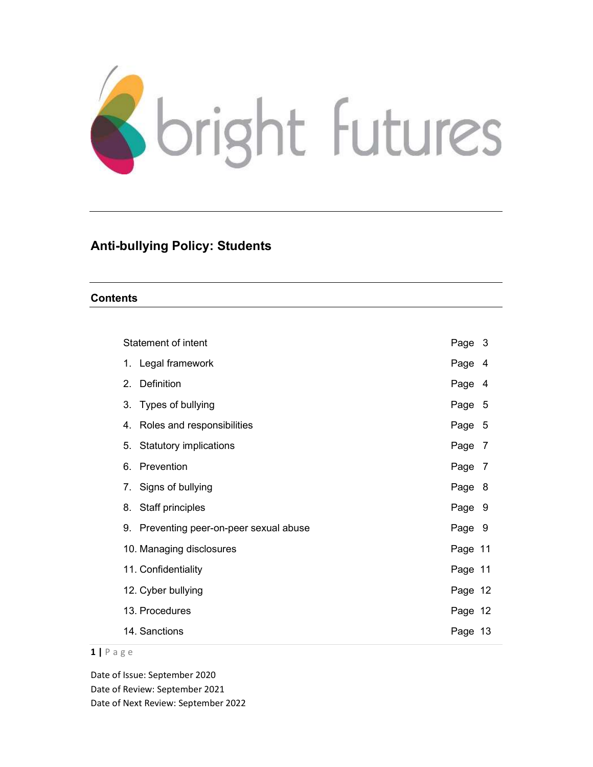bright futures

# Anti-bullying Policy: Students

## Contents

| | |
|---|---|
| Statement of intent | Page 3 |
| 1. Legal framework | Page 4 |
| 2. Definition | Page 4 |
| 3. Types of bullying | Page 5 |
| 4. Roles and responsibilities | Page 5 |
| 5. Statutory implications | Page 7 |
| 6. Prevention | Page 7 |
| 7. Signs of bullying | Page 8 |
| 8. Staff principles | Page 9 |
| 9. Preventing peer-on-peer sexual abuse | Page 9 |
| 10. Managing disclosures | Page 11 |
| 11. Confidentiality | Page 11 |
| 12. Cyber bullying | Page 12 |
| 13. Procedures | Page 12 |
| 14. Sanctions | Page 13 |

Date of Issue: September 2020
Date of Review: September 2021
Date of Next Review: September 2022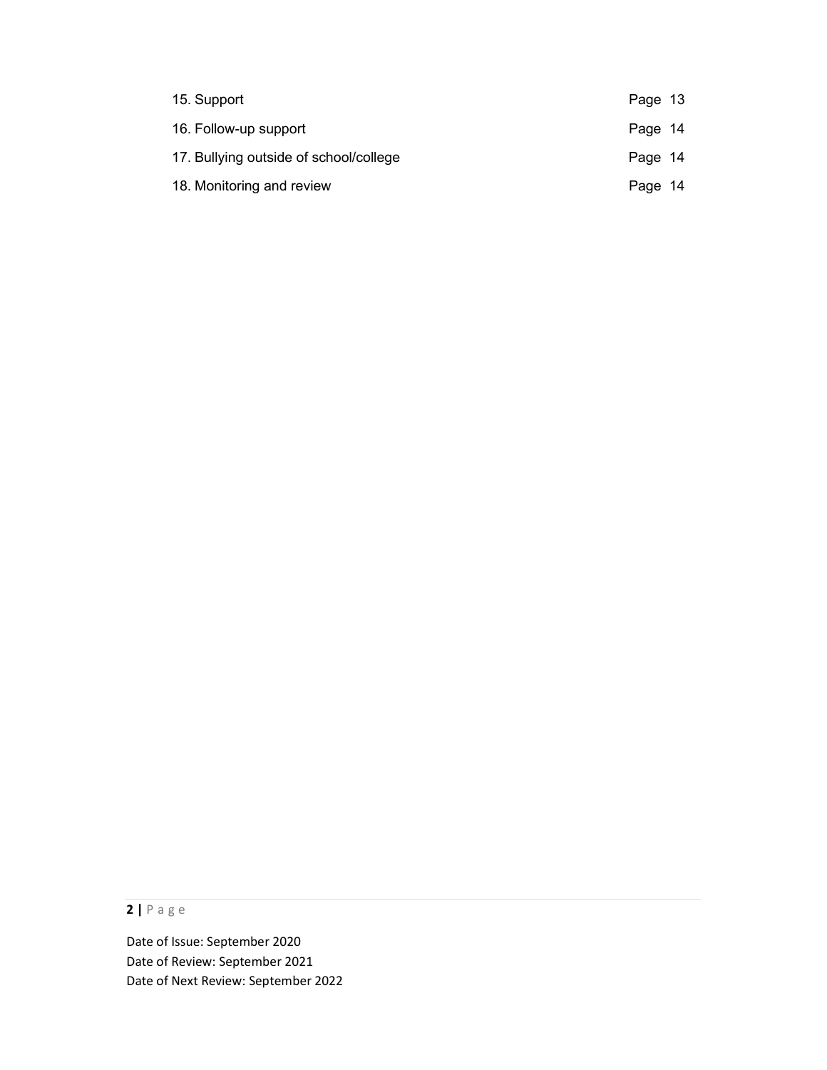| | |
|---|---|
| 15. Support | Page 13 |
| 16. Follow-up support | Page 14 |
| 17. Bullying outside of school/college | Page 14 |
| 18. Monitoring and review | Page 14 |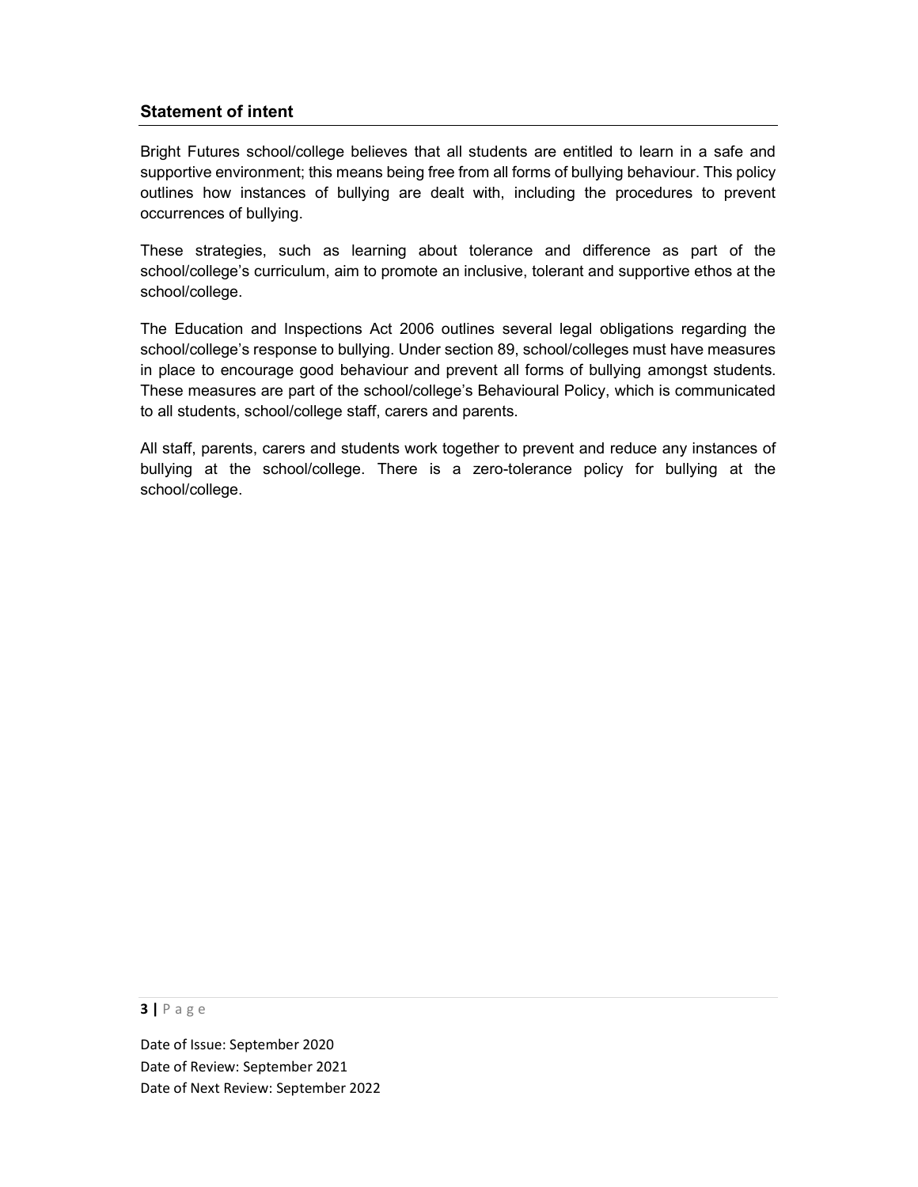## Statement of intent

Bright Futures school/college believes that all students are entitled to learn in a safe and supportive environment; this means being free from all forms of bullying behaviour. This policy outlines how instances of bullying are dealt with, including the procedures to prevent occurrences of bullying.

These strategies, such as learning about tolerance and difference as part of the school/college's curriculum, aim to promote an inclusive, tolerant and supportive ethos at the school/college.

The Education and Inspections Act 2006 outlines several legal obligations regarding the school/college's response to bullying. Under section 89, school/colleges must have measures in place to encourage good behaviour and prevent all forms of bullying amongst students. These measures are part of the school/college's Behavioural Policy, which is communicated to all students, school/college staff, carers and parents.

All staff, parents, carers and students work together to prevent and reduce any instances of bullying at the school/college. There is a zero-tolerance policy for bullying at the school/college.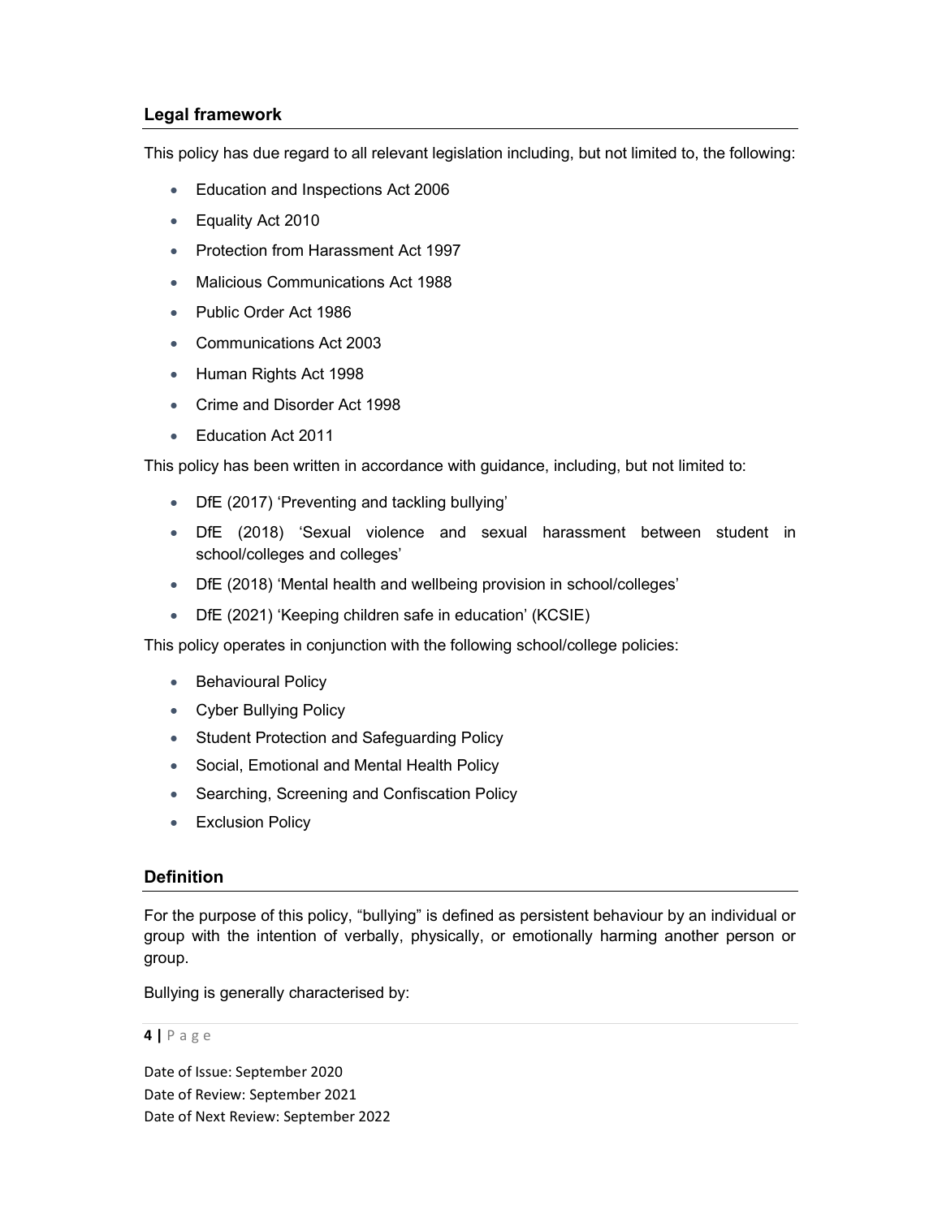## Legal framework

This policy has due regard to all relevant legislation including, but not limited to, the following:

- Education and Inspections Act 2006
- Equality Act 2010
- Protection from Harassment Act 1997
- Malicious Communications Act 1988
- Public Order Act 1986
- Communications Act 2003
- Human Rights Act 1998
- Crime and Disorder Act 1998
- Education Act 2011

This policy has been written in accordance with guidance, including, but not limited to:

- DfE (2017) 'Preventing and tackling bullying'
- DfE (2018) 'Sexual violence and sexual harassment between student in school/colleges and colleges'
- DfE (2018) 'Mental health and wellbeing provision in school/colleges'
- DfE (2021) 'Keeping children safe in education' (KCSIE)

This policy operates in conjunction with the following school/college policies:

- Behavioural Policy
- Cyber Bullying Policy
- Student Protection and Safeguarding Policy
- Social, Emotional and Mental Health Policy
- Searching, Screening and Confiscation Policy
- Exclusion Policy

## Definition

For the purpose of this policy, "bullying" is defined as persistent behaviour by an individual or group with the intention of verbally, physically, or emotionally harming another person or group.

Bullying is generally characterised by:

Date of Issue: September 2020
Date of Review: September 2021
Date of Next Review: September 2022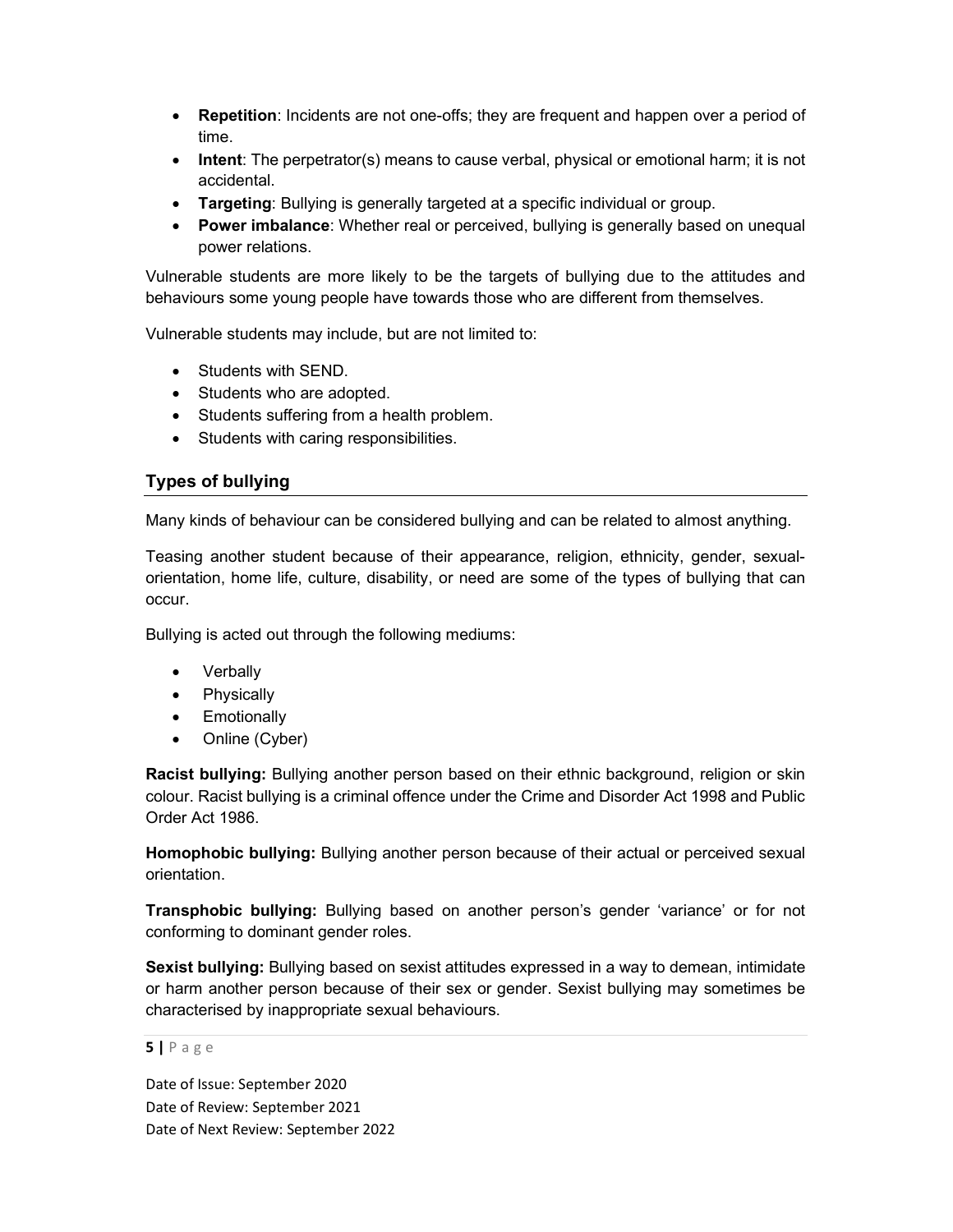- **Repetition**: Incidents are not one-offs; they are frequent and happen over a period of time.
- **Intent**: The perpetrator(s) means to cause verbal, physical or emotional harm; it is not accidental.
- **Targeting**: Bullying is generally targeted at a specific individual or group.
- **Power imbalance**: Whether real or perceived, bullying is generally based on unequal power relations.

Vulnerable students are more likely to be the targets of bullying due to the attitudes and behaviours some young people have towards those who are different from themselves.

Vulnerable students may include, but are not limited to:

- Students with SEND.
- Students who are adopted.
- Students suffering from a health problem.
- Students with caring responsibilities.

## Types of bullying

Many kinds of behaviour can be considered bullying and can be related to almost anything.

Teasing another student because of their appearance, religion, ethnicity, gender, sexual-orientation, home life, culture, disability, or need are some of the types of bullying that can occur.

Bullying is acted out through the following mediums:

- Verbally
- Physically
- Emotionally
- Online (Cyber)

**Racist bullying:** Bullying another person based on their ethnic background, religion or skin colour. Racist bullying is a criminal offence under the Crime and Disorder Act 1998 and Public Order Act 1986.

**Homophobic bullying:** Bullying another person because of their actual or perceived sexual orientation.

**Transphobic bullying:** Bullying based on another person's gender 'variance' or for not conforming to dominant gender roles.

**Sexist bullying:** Bullying based on sexist attitudes expressed in a way to demean, intimidate or harm another person because of their sex or gender. Sexist bullying may sometimes be characterised by inappropriate sexual behaviours.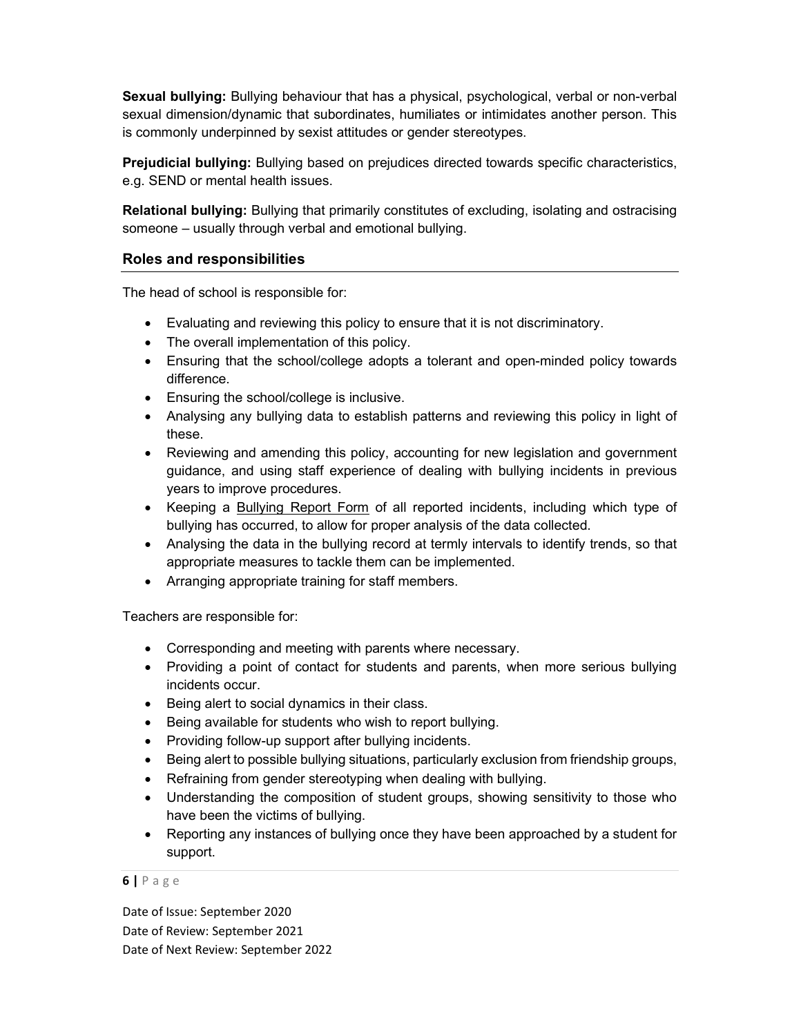**Sexual bullying:** Bullying behaviour that has a physical, psychological, verbal or non-verbal sexual dimension/dynamic that subordinates, humiliates or intimidates another person. This is commonly underpinned by sexist attitudes or gender stereotypes.

**Prejudicial bullying:** Bullying based on prejudices directed towards specific characteristics, e.g. SEND or mental health issues.

**Relational bullying:** Bullying that primarily constitutes of excluding, isolating and ostracising someone – usually through verbal and emotional bullying.

## Roles and responsibilities

The head of school is responsible for:

- Evaluating and reviewing this policy to ensure that it is not discriminatory.
- The overall implementation of this policy.
- Ensuring that the school/college adopts a tolerant and open-minded policy towards difference.
- Ensuring the school/college is inclusive.
- Analysing any bullying data to establish patterns and reviewing this policy in light of these.
- Reviewing and amending this policy, accounting for new legislation and government guidance, and using staff experience of dealing with bullying incidents in previous years to improve procedures.
- Keeping a Bullying Report Form of all reported incidents, including which type of bullying has occurred, to allow for proper analysis of the data collected.
- Analysing the data in the bullying record at termly intervals to identify trends, so that appropriate measures to tackle them can be implemented.
- Arranging appropriate training for staff members.

Teachers are responsible for:

- Corresponding and meeting with parents where necessary.
- Providing a point of contact for students and parents, when more serious bullying incidents occur.
- Being alert to social dynamics in their class.
- Being available for students who wish to report bullying.
- Providing follow-up support after bullying incidents.
- Being alert to possible bullying situations, particularly exclusion from friendship groups,
- Refraining from gender stereotyping when dealing with bullying.
- Understanding the composition of student groups, showing sensitivity to those who have been the victims of bullying.
- Reporting any instances of bullying once they have been approached by a student for support.

Date of Issue: September 2020
Date of Review: September 2021
Date of Next Review: September 2022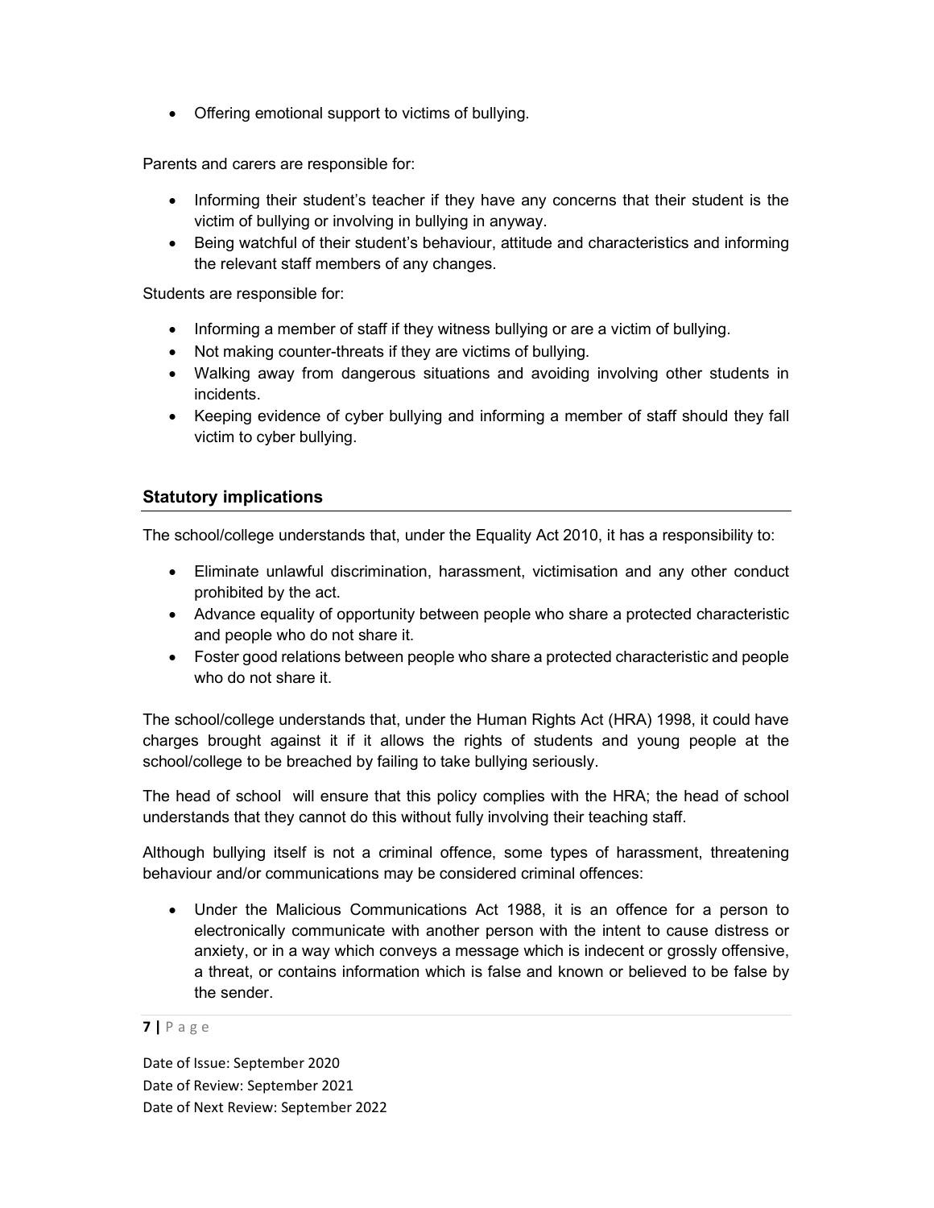- Offering emotional support to victims of bullying.

Parents and carers are responsible for:

- Informing their student's teacher if they have any concerns that their student is the victim of bullying or involving in bullying in anyway.
- Being watchful of their student's behaviour, attitude and characteristics and informing the relevant staff members of any changes.

Students are responsible for:

- Informing a member of staff if they witness bullying or are a victim of bullying.
- Not making counter-threats if they are victims of bullying.
- Walking away from dangerous situations and avoiding involving other students in incidents.
- Keeping evidence of cyber bullying and informing a member of staff should they fall victim to cyber bullying.

## Statutory implications

The school/college understands that, under the Equality Act 2010, it has a responsibility to:

- Eliminate unlawful discrimination, harassment, victimisation and any other conduct prohibited by the act.
- Advance equality of opportunity between people who share a protected characteristic and people who do not share it.
- Foster good relations between people who share a protected characteristic and people who do not share it.

The school/college understands that, under the Human Rights Act (HRA) 1998, it could have charges brought against it if it allows the rights of students and young people at the school/college to be breached by failing to take bullying seriously.

The head of school will ensure that this policy complies with the HRA; the head of school understands that they cannot do this without fully involving their teaching staff.

Although bullying itself is not a criminal offence, some types of harassment, threatening behaviour and/or communications may be considered criminal offences:

- Under the Malicious Communications Act 1988, it is an offence for a person to electronically communicate with another person with the intent to cause distress or anxiety, or in a way which conveys a message which is indecent or grossly offensive, a threat, or contains information which is false and known or believed to be false by the sender.

Date of Issue: September 2020
Date of Review: September 2021
Date of Next Review: September 2022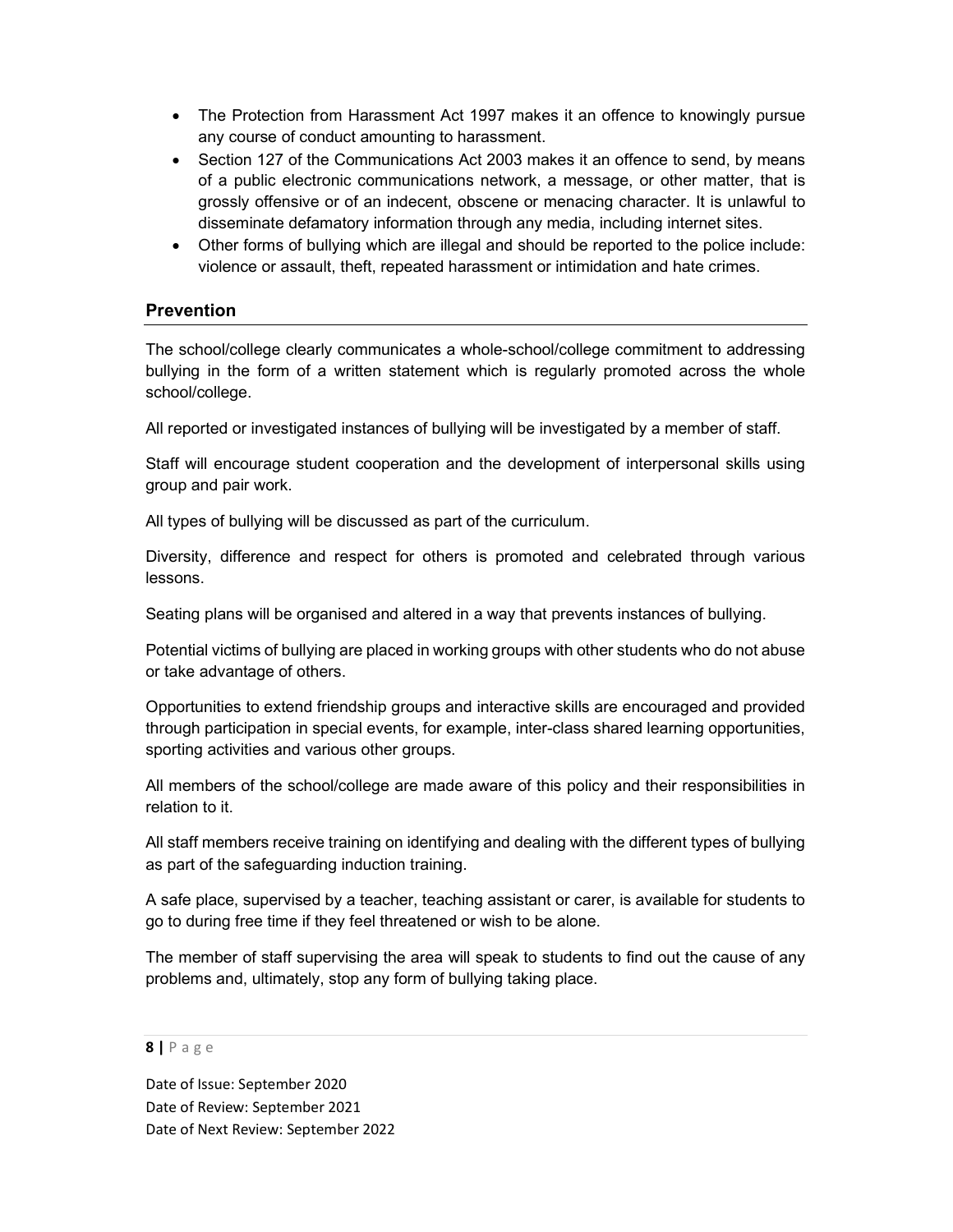- The Protection from Harassment Act 1997 makes it an offence to knowingly pursue any course of conduct amounting to harassment.
- Section 127 of the Communications Act 2003 makes it an offence to send, by means of a public electronic communications network, a message, or other matter, that is grossly offensive or of an indecent, obscene or menacing character. It is unlawful to disseminate defamatory information through any media, including internet sites.
- Other forms of bullying which are illegal and should be reported to the police include: violence or assault, theft, repeated harassment or intimidation and hate crimes.

## Prevention

The school/college clearly communicates a whole-school/college commitment to addressing bullying in the form of a written statement which is regularly promoted across the whole school/college.

All reported or investigated instances of bullying will be investigated by a member of staff.

Staff will encourage student cooperation and the development of interpersonal skills using group and pair work.

All types of bullying will be discussed as part of the curriculum.

Diversity, difference and respect for others is promoted and celebrated through various lessons.

Seating plans will be organised and altered in a way that prevents instances of bullying.

Potential victims of bullying are placed in working groups with other students who do not abuse or take advantage of others.

Opportunities to extend friendship groups and interactive skills are encouraged and provided through participation in special events, for example, inter-class shared learning opportunities, sporting activities and various other groups.

All members of the school/college are made aware of this policy and their responsibilities in relation to it.

All staff members receive training on identifying and dealing with the different types of bullying as part of the safeguarding induction training.

A safe place, supervised by a teacher, teaching assistant or carer, is available for students to go to during free time if they feel threatened or wish to be alone.

The member of staff supervising the area will speak to students to find out the cause of any problems and, ultimately, stop any form of bullying taking place.

Date of Issue: September 2020
Date of Review: September 2021
Date of Next Review: September 2022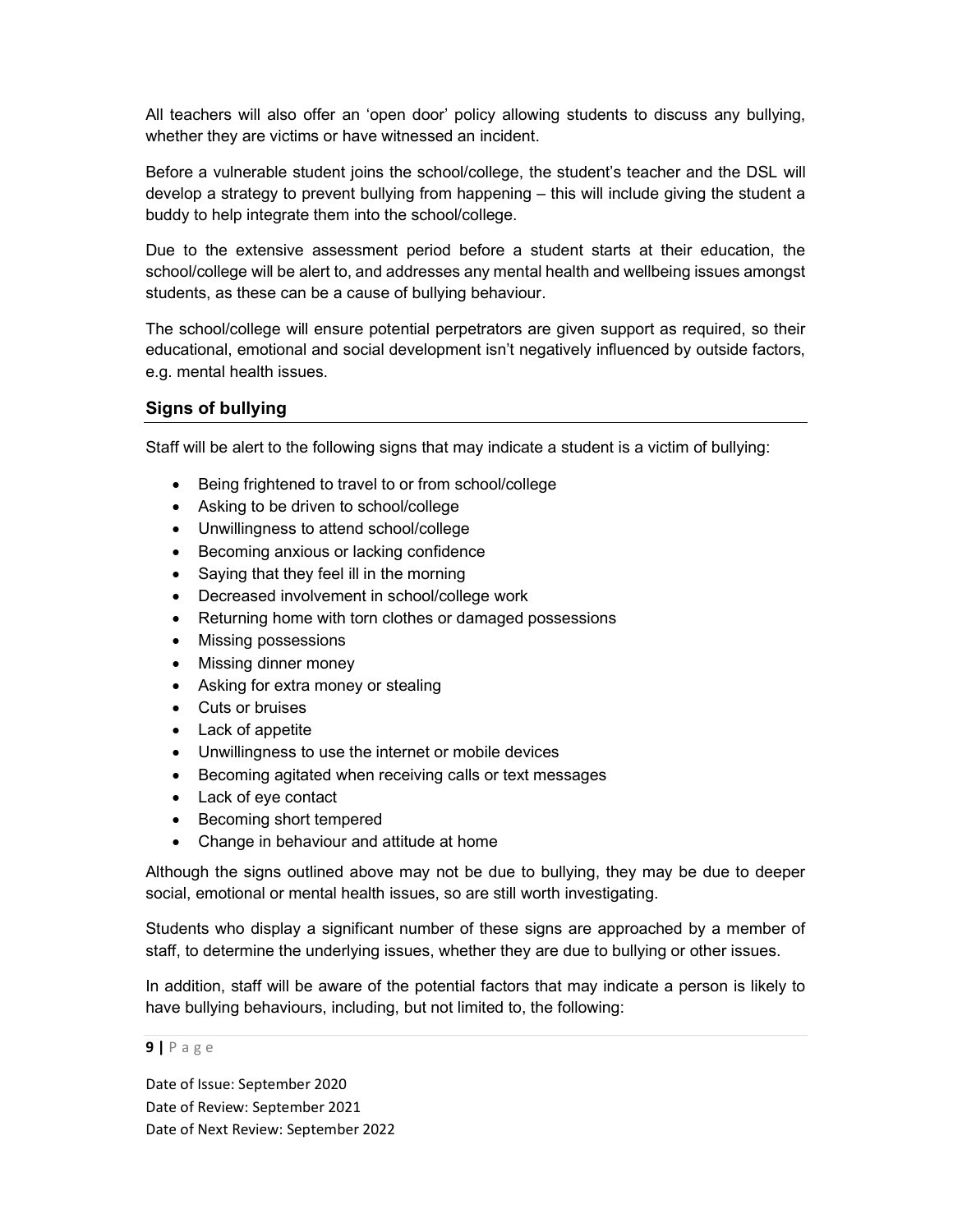All teachers will also offer an 'open door' policy allowing students to discuss any bullying, whether they are victims or have witnessed an incident.

Before a vulnerable student joins the school/college, the student's teacher and the DSL will develop a strategy to prevent bullying from happening – this will include giving the student a buddy to help integrate them into the school/college.

Due to the extensive assessment period before a student starts at their education, the school/college will be alert to, and addresses any mental health and wellbeing issues amongst students, as these can be a cause of bullying behaviour.

The school/college will ensure potential perpetrators are given support as required, so their educational, emotional and social development isn't negatively influenced by outside factors, e.g. mental health issues.

## Signs of bullying

Staff will be alert to the following signs that may indicate a student is a victim of bullying:

- Being frightened to travel to or from school/college
- Asking to be driven to school/college
- Unwillingness to attend school/college
- Becoming anxious or lacking confidence
- Saying that they feel ill in the morning
- Decreased involvement in school/college work
- Returning home with torn clothes or damaged possessions
- Missing possessions
- Missing dinner money
- Asking for extra money or stealing
- Cuts or bruises
- Lack of appetite
- Unwillingness to use the internet or mobile devices
- Becoming agitated when receiving calls or text messages
- Lack of eye contact
- Becoming short tempered
- Change in behaviour and attitude at home

Although the signs outlined above may not be due to bullying, they may be due to deeper social, emotional or mental health issues, so are still worth investigating.

Students who display a significant number of these signs are approached by a member of staff, to determine the underlying issues, whether they are due to bullying or other issues.

In addition, staff will be aware of the potential factors that may indicate a person is likely to have bullying behaviours, including, but not limited to, the following: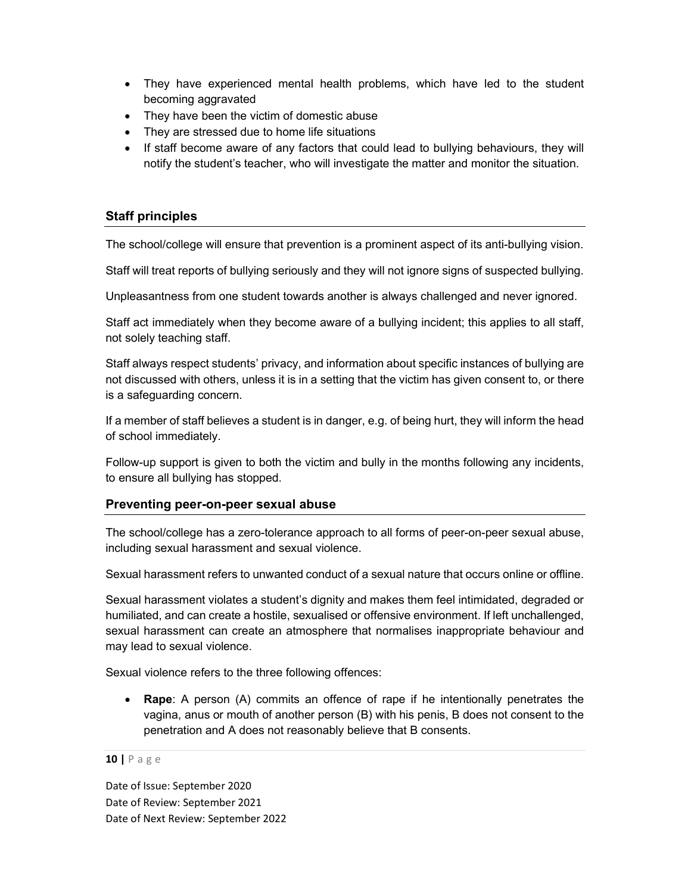- They have experienced mental health problems, which have led to the student becoming aggravated
- They have been the victim of domestic abuse
- They are stressed due to home life situations
- If staff become aware of any factors that could lead to bullying behaviours, they will notify the student's teacher, who will investigate the matter and monitor the situation.

## Staff principles

The school/college will ensure that prevention is a prominent aspect of its anti-bullying vision.

Staff will treat reports of bullying seriously and they will not ignore signs of suspected bullying.

Unpleasantness from one student towards another is always challenged and never ignored.

Staff act immediately when they become aware of a bullying incident; this applies to all staff, not solely teaching staff.

Staff always respect students' privacy, and information about specific instances of bullying are not discussed with others, unless it is in a setting that the victim has given consent to, or there is a safeguarding concern.

If a member of staff believes a student is in danger, e.g. of being hurt, they will inform the head of school immediately.

Follow-up support is given to both the victim and bully in the months following any incidents, to ensure all bullying has stopped.

## Preventing peer-on-peer sexual abuse

The school/college has a zero-tolerance approach to all forms of peer-on-peer sexual abuse, including sexual harassment and sexual violence.

Sexual harassment refers to unwanted conduct of a sexual nature that occurs online or offline.

Sexual harassment violates a student's dignity and makes them feel intimidated, degraded or humiliated, and can create a hostile, sexualised or offensive environment. If left unchallenged, sexual harassment can create an atmosphere that normalises inappropriate behaviour and may lead to sexual violence.

Sexual violence refers to the three following offences:

- **Rape**: A person (A) commits an offence of rape if he intentionally penetrates the vagina, anus or mouth of another person (B) with his penis, B does not consent to the penetration and A does not reasonably believe that B consents.

Date of Issue: September 2020
Date of Review: September 2021
Date of Next Review: September 2022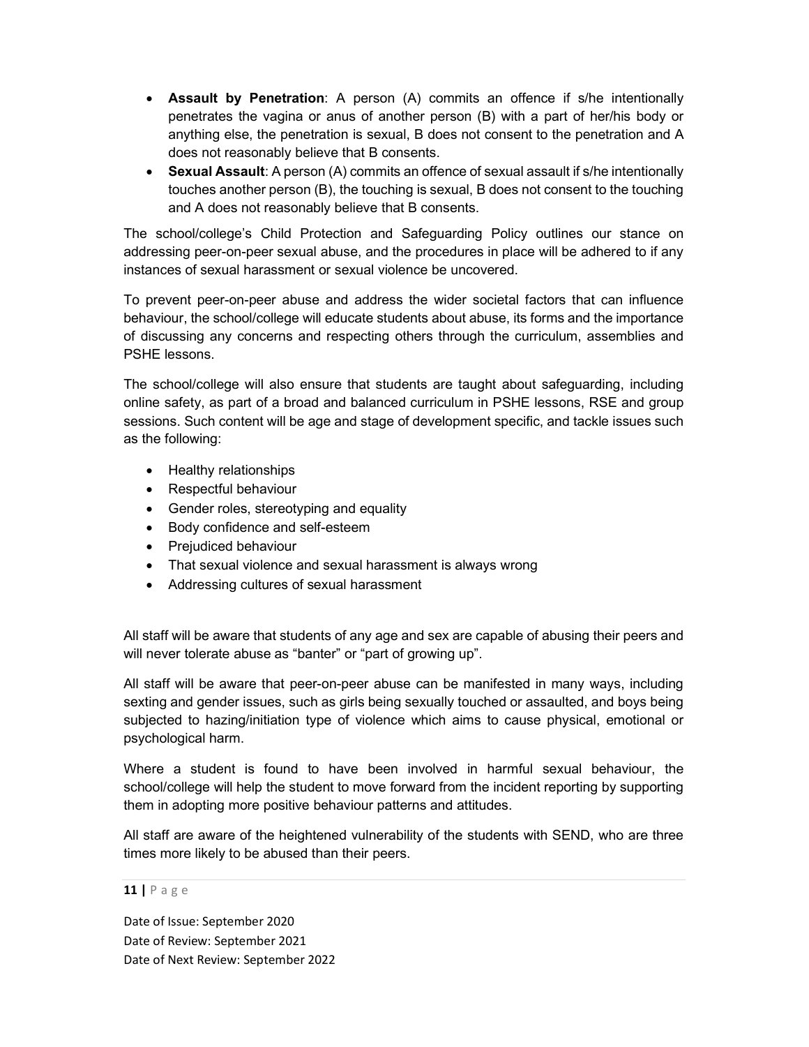- **Assault by Penetration**: A person (A) commits an offence if s/he intentionally penetrates the vagina or anus of another person (B) with a part of her/his body or anything else, the penetration is sexual, B does not consent to the penetration and A does not reasonably believe that B consents.
- **Sexual Assault**: A person (A) commits an offence of sexual assault if s/he intentionally touches another person (B), the touching is sexual, B does not consent to the touching and A does not reasonably believe that B consents.

The school/college's Child Protection and Safeguarding Policy outlines our stance on addressing peer-on-peer sexual abuse, and the procedures in place will be adhered to if any instances of sexual harassment or sexual violence be uncovered.

To prevent peer-on-peer abuse and address the wider societal factors that can influence behaviour, the school/college will educate students about abuse, its forms and the importance of discussing any concerns and respecting others through the curriculum, assemblies and PSHE lessons.

The school/college will also ensure that students are taught about safeguarding, including online safety, as part of a broad and balanced curriculum in PSHE lessons, RSE and group sessions. Such content will be age and stage of development specific, and tackle issues such as the following:

- Healthy relationships
- Respectful behaviour
- Gender roles, stereotyping and equality
- Body confidence and self-esteem
- Prejudiced behaviour
- That sexual violence and sexual harassment is always wrong
- Addressing cultures of sexual harassment

All staff will be aware that students of any age and sex are capable of abusing their peers and will never tolerate abuse as "banter" or "part of growing up".

All staff will be aware that peer-on-peer abuse can be manifested in many ways, including sexting and gender issues, such as girls being sexually touched or assaulted, and boys being subjected to hazing/initiation type of violence which aims to cause physical, emotional or psychological harm.

Where a student is found to have been involved in harmful sexual behaviour, the school/college will help the student to move forward from the incident reporting by supporting them in adopting more positive behaviour patterns and attitudes.

All staff are aware of the heightened vulnerability of the students with SEND, who are three times more likely to be abused than their peers.

Date of Issue: September 2020
Date of Review: September 2021
Date of Next Review: September 2022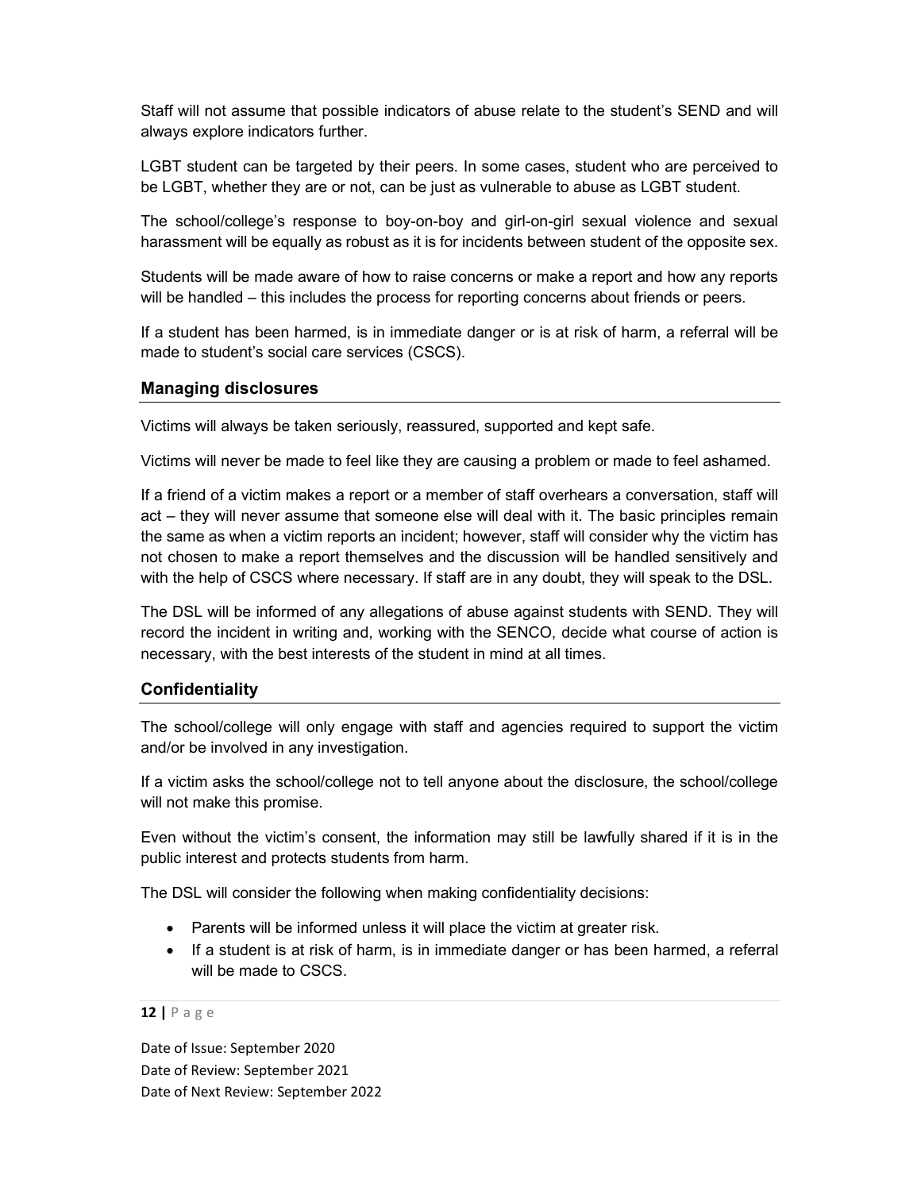Staff will not assume that possible indicators of abuse relate to the student's SEND and will always explore indicators further.

LGBT student can be targeted by their peers. In some cases, student who are perceived to be LGBT, whether they are or not, can be just as vulnerable to abuse as LGBT student.

The school/college's response to boy-on-boy and girl-on-girl sexual violence and sexual harassment will be equally as robust as it is for incidents between student of the opposite sex.

Students will be made aware of how to raise concerns or make a report and how any reports will be handled – this includes the process for reporting concerns about friends or peers.

If a student has been harmed, is in immediate danger or is at risk of harm, a referral will be made to student's social care services (CSCS).

## Managing disclosures

Victims will always be taken seriously, reassured, supported and kept safe.

Victims will never be made to feel like they are causing a problem or made to feel ashamed.

If a friend of a victim makes a report or a member of staff overhears a conversation, staff will act – they will never assume that someone else will deal with it. The basic principles remain the same as when a victim reports an incident; however, staff will consider why the victim has not chosen to make a report themselves and the discussion will be handled sensitively and with the help of CSCS where necessary. If staff are in any doubt, they will speak to the DSL.

The DSL will be informed of any allegations of abuse against students with SEND. They will record the incident in writing and, working with the SENCO, decide what course of action is necessary, with the best interests of the student in mind at all times.

## Confidentiality

The school/college will only engage with staff and agencies required to support the victim and/or be involved in any investigation.

If a victim asks the school/college not to tell anyone about the disclosure, the school/college will not make this promise.

Even without the victim's consent, the information may still be lawfully shared if it is in the public interest and protects students from harm.

The DSL will consider the following when making confidentiality decisions:

- Parents will be informed unless it will place the victim at greater risk.
- If a student is at risk of harm, is in immediate danger or has been harmed, a referral will be made to CSCS.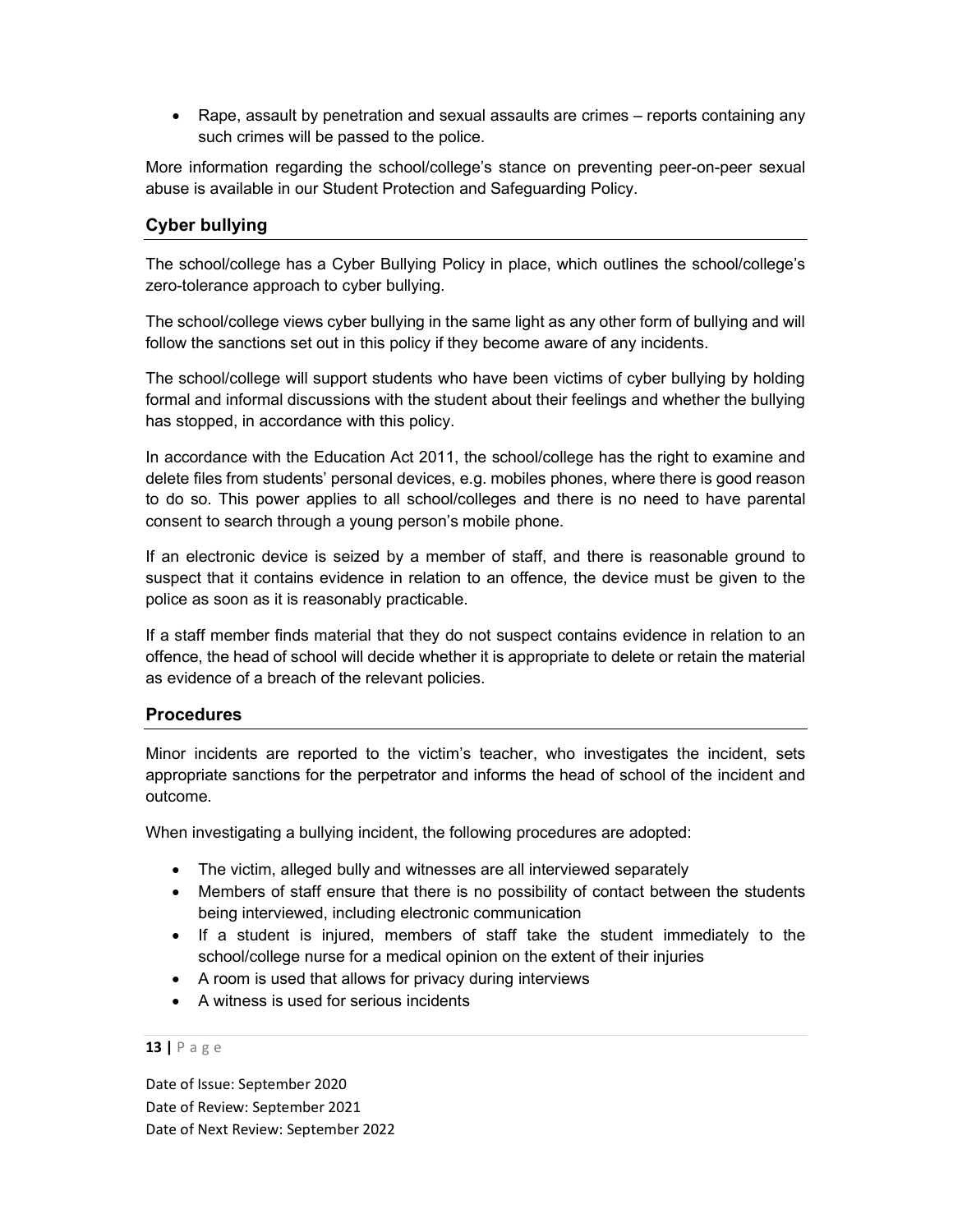- Rape, assault by penetration and sexual assaults are crimes – reports containing any such crimes will be passed to the police.

More information regarding the school/college's stance on preventing peer-on-peer sexual abuse is available in our Student Protection and Safeguarding Policy.

## Cyber bullying

The school/college has a Cyber Bullying Policy in place, which outlines the school/college's zero-tolerance approach to cyber bullying.

The school/college views cyber bullying in the same light as any other form of bullying and will follow the sanctions set out in this policy if they become aware of any incidents.

The school/college will support students who have been victims of cyber bullying by holding formal and informal discussions with the student about their feelings and whether the bullying has stopped, in accordance with this policy.

In accordance with the Education Act 2011, the school/college has the right to examine and delete files from students' personal devices, e.g. mobiles phones, where there is good reason to do so. This power applies to all school/colleges and there is no need to have parental consent to search through a young person's mobile phone.

If an electronic device is seized by a member of staff, and there is reasonable ground to suspect that it contains evidence in relation to an offence, the device must be given to the police as soon as it is reasonably practicable.

If a staff member finds material that they do not suspect contains evidence in relation to an offence, the head of school will decide whether it is appropriate to delete or retain the material as evidence of a breach of the relevant policies.

## Procedures

Minor incidents are reported to the victim's teacher, who investigates the incident, sets appropriate sanctions for the perpetrator and informs the head of school of the incident and outcome.

When investigating a bullying incident, the following procedures are adopted:

- The victim, alleged bully and witnesses are all interviewed separately
- Members of staff ensure that there is no possibility of contact between the students being interviewed, including electronic communication
- If a student is injured, members of staff take the student immediately to the school/college nurse for a medical opinion on the extent of their injuries
- A room is used that allows for privacy during interviews
- A witness is used for serious incidents

Date of Issue: September 2020
Date of Review: September 2021
Date of Next Review: September 2022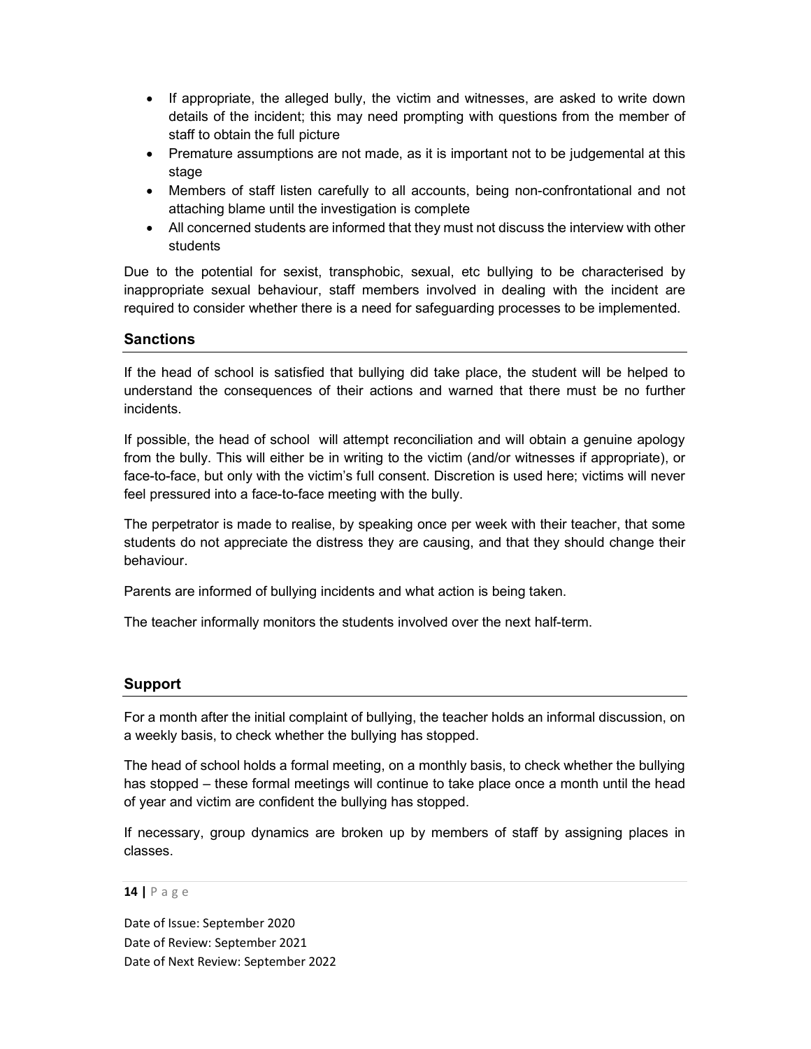- If appropriate, the alleged bully, the victim and witnesses, are asked to write down details of the incident; this may need prompting with questions from the member of staff to obtain the full picture
- Premature assumptions are not made, as it is important not to be judgemental at this stage
- Members of staff listen carefully to all accounts, being non-confrontational and not attaching blame until the investigation is complete
- All concerned students are informed that they must not discuss the interview with other students

Due to the potential for sexist, transphobic, sexual, etc bullying to be characterised by inappropriate sexual behaviour, staff members involved in dealing with the incident are required to consider whether there is a need for safeguarding processes to be implemented.

## Sanctions

If the head of school is satisfied that bullying did take place, the student will be helped to understand the consequences of their actions and warned that there must be no further incidents.

If possible, the head of school will attempt reconciliation and will obtain a genuine apology from the bully. This will either be in writing to the victim (and/or witnesses if appropriate), or face-to-face, but only with the victim's full consent. Discretion is used here; victims will never feel pressured into a face-to-face meeting with the bully.

The perpetrator is made to realise, by speaking once per week with their teacher, that some students do not appreciate the distress they are causing, and that they should change their behaviour.

Parents are informed of bullying incidents and what action is being taken.

The teacher informally monitors the students involved over the next half-term.

## Support

For a month after the initial complaint of bullying, the teacher holds an informal discussion, on a weekly basis, to check whether the bullying has stopped.

The head of school holds a formal meeting, on a monthly basis, to check whether the bullying has stopped – these formal meetings will continue to take place once a month until the head of year and victim are confident the bullying has stopped.

If necessary, group dynamics are broken up by members of staff by assigning places in classes.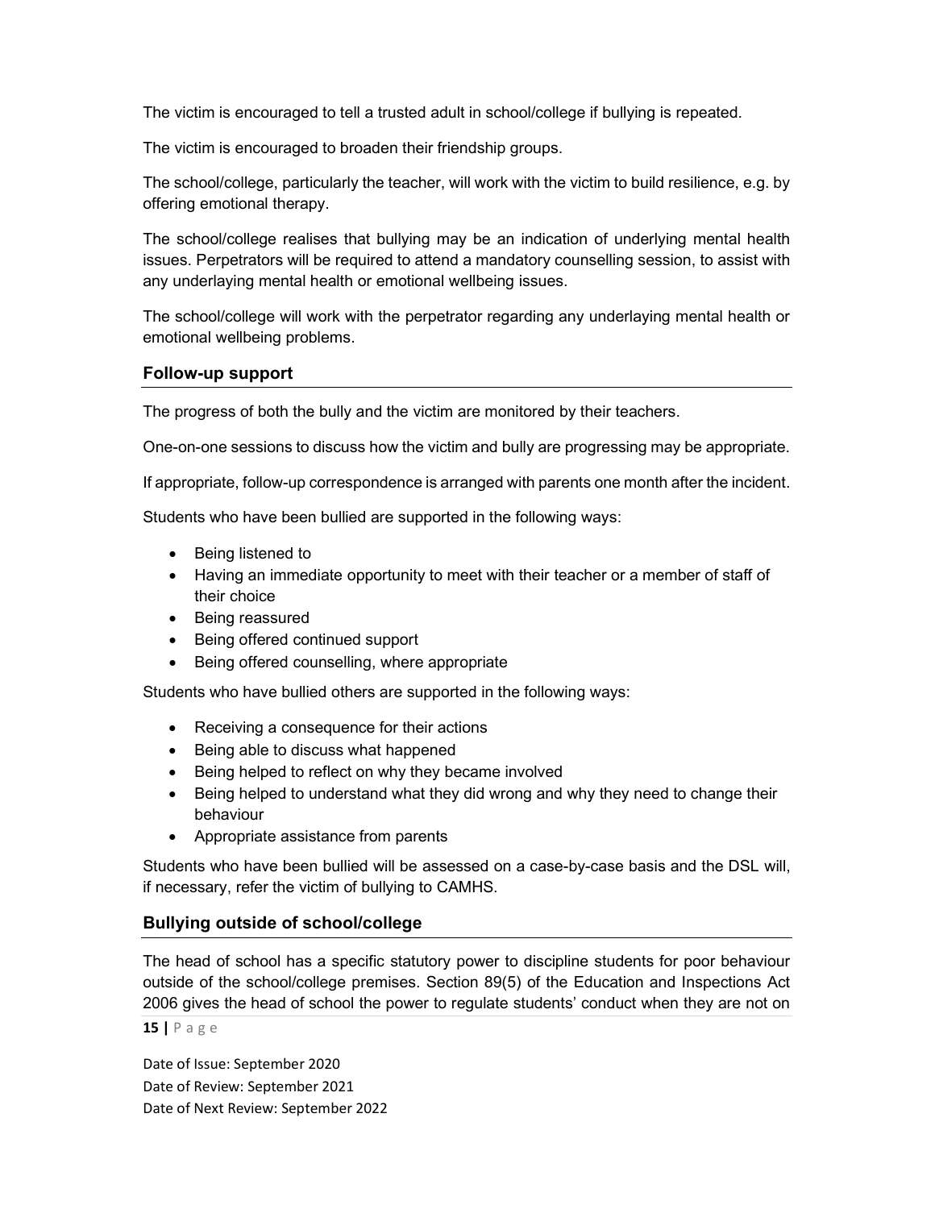The victim is encouraged to tell a trusted adult in school/college if bullying is repeated.

The victim is encouraged to broaden their friendship groups.

The school/college, particularly the teacher, will work with the victim to build resilience, e.g. by offering emotional therapy.

The school/college realises that bullying may be an indication of underlying mental health issues. Perpetrators will be required to attend a mandatory counselling session, to assist with any underlaying mental health or emotional wellbeing issues.

The school/college will work with the perpetrator regarding any underlaying mental health or emotional wellbeing problems.

## Follow-up support

The progress of both the bully and the victim are monitored by their teachers.

One-on-one sessions to discuss how the victim and bully are progressing may be appropriate.

If appropriate, follow-up correspondence is arranged with parents one month after the incident.

Students who have been bullied are supported in the following ways:

- Being listened to
- Having an immediate opportunity to meet with their teacher or a member of staff of their choice
- Being reassured
- Being offered continued support
- Being offered counselling, where appropriate

Students who have bullied others are supported in the following ways:

- Receiving a consequence for their actions
- Being able to discuss what happened
- Being helped to reflect on why they became involved
- Being helped to understand what they did wrong and why they need to change their behaviour
- Appropriate assistance from parents

Students who have been bullied will be assessed on a case-by-case basis and the DSL will, if necessary, refer the victim of bullying to CAMHS.

## Bullying outside of school/college

The head of school has a specific statutory power to discipline students for poor behaviour outside of the school/college premises. Section 89(5) of the Education and Inspections Act 2006 gives the head of school the power to regulate students' conduct when they are not on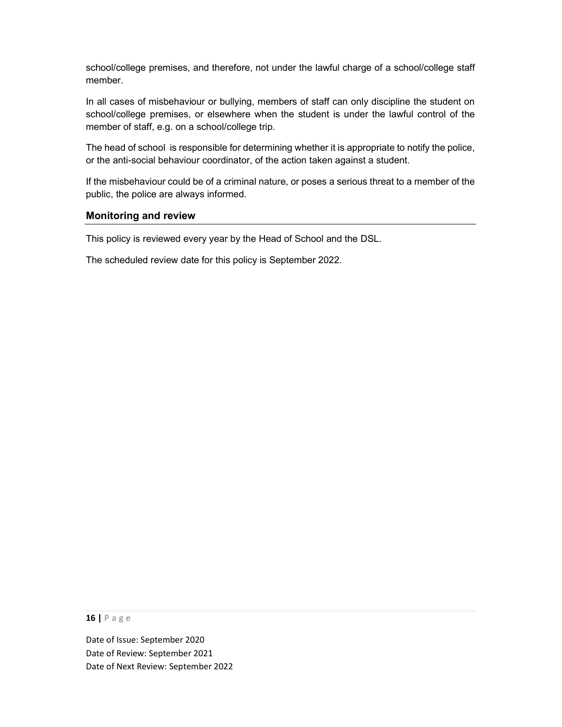school/college premises, and therefore, not under the lawful charge of a school/college staff member.

In all cases of misbehaviour or bullying, members of staff can only discipline the student on school/college premises, or elsewhere when the student is under the lawful control of the member of staff, e.g. on a school/college trip.

The head of school is responsible for determining whether it is appropriate to notify the police, or the anti-social behaviour coordinator, of the action taken against a student.

If the misbehaviour could be of a criminal nature, or poses a serious threat to a member of the public, the police are always informed.

## Monitoring and review

This policy is reviewed every year by the Head of School and the DSL.

The scheduled review date for this policy is September 2022.